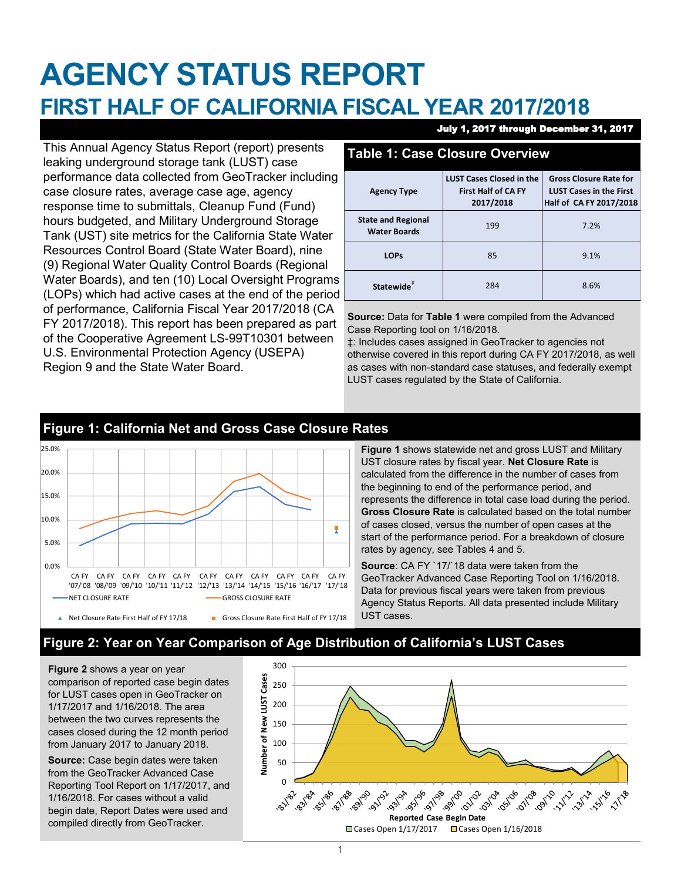# AGENCY STATUS REPORT

## FIRST HALF OF CALIFORNIA FISCAL YEAR 2017/2018

**July 1, 2017 through December 31, 2017**

This Annual Agency Status Report (report) presents leaking underground storage tank (LUST) case performance data collected from GeoTracker including case closure rates, average case age, agency response time to submittals, Cleanup Fund (Fund) hours budgeted, and Military Underground Storage Tank (UST) site metrics for the California State Water Resources Control Board (State Water Board), nine (9) Regional Water Quality Control Boards (Regional Water Boards), and ten (10) Local Oversight Programs (LOPs) which had active cases at the end of the period of performance, California Fiscal Year 2017/2018 (CA FY 2017/2018). This report has been prepared as part of the Cooperative Agreement LS-99T10301 between U.S. Environmental Protection Agency (USEPA) Region 9 and the State Water Board.

### Table 1: Case Closure Overview

| Agency Type | LUST Cases Closed in the First Half of CA FY 2017/2018 | Gross Closure Rate for LUST Cases in the First Half of CA FY 2017/2018 |
|---|---|---|
| State and Regional Water Boards | 199 | 7.2% |
| LOPs | 85 | 9.1% |
| Statewide‡ | 284 | 8.6% |

**Source:** Data for **Table 1** were compiled from the Advanced Case Reporting tool on 1/16/2018.

‡: Includes cases assigned in GeoTracker to agencies not otherwise covered in this report during CA FY 2017/2018, as well as cases with non-standard case statuses, and federally exempt LUST cases regulated by the State of California.

### Figure 1: California Net and Gross Case Closure Rates

**Figure 1** shows statewide net and gross LUST and Military UST closure rates by fiscal year. **Net Closure Rate** is calculated from the difference in the number of cases from the beginning to end of the performance period, and represents the difference in total case load during the period. **Gross Closure Rate** is calculated based on the total number of cases closed, versus the number of open cases at the start of the performance period. For a breakdown of closure rates by agency, see Tables 4 and 5.

**Source**: CA FY `17/`18 data were taken from the GeoTracker Advanced Case Reporting Tool on 1/16/2018. Data for previous fiscal years were taken from previous Agency Status Reports. All data presented include Military UST cases.

### Figure 2: Year on Year Comparison of Age Distribution of California's LUST Cases

**Figure 2** shows a year on year comparison of reported case begin dates for LUST cases open in GeoTracker on 1/17/2017 and 1/16/2018. The area between the two curves represents the cases closed during the 12 month period from January 2017 to January 2018.

**Source:** Case begin dates were taken from the GeoTracker Advanced Case Reporting Tool Report on 1/17/2017, and 1/16/2018. For cases without a valid begin date, Report Dates were used and compiled directly from GeoTracker.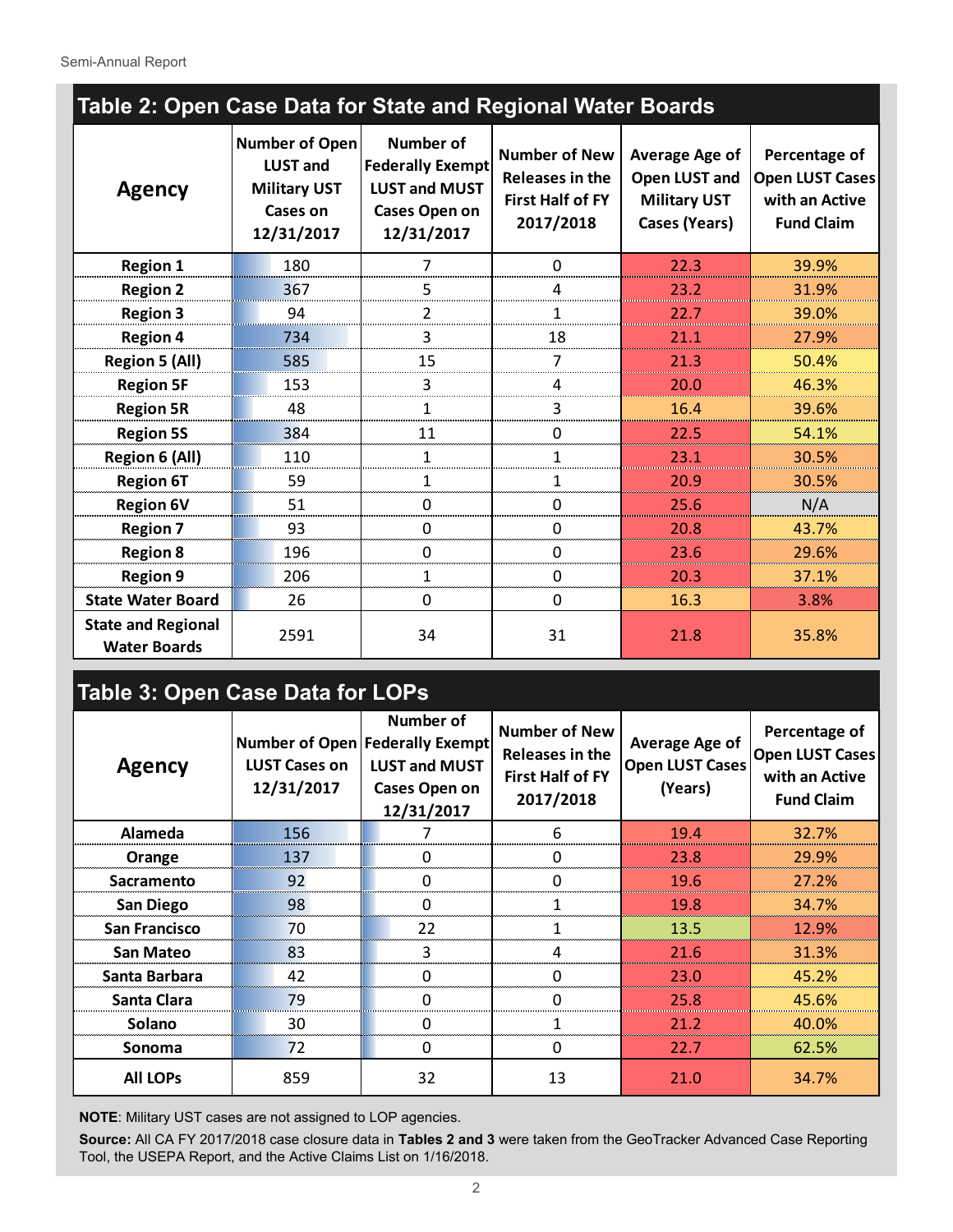## Table 2: Open Case Data for State and Regional Water Boards

| Agency | Number of Open LUST and Military UST Cases on 12/31/2017 | Number of Federally Exempt LUST and MUST Cases Open on 12/31/2017 | Number of New Releases in the First Half of FY 2017/2018 | Average Age of Open LUST and Military UST Cases (Years) | Percentage of Open LUST Cases with an Active Fund Claim |
|---|---|---|---|---|---|
| Region 1 | 180 | 7 | 0 | 22.3 | 39.9% |
| Region 2 | 367 | 5 | 4 | 23.2 | 31.9% |
| Region 3 | 94 | 2 | 1 | 22.7 | 39.0% |
| Region 4 | 734 | 3 | 18 | 21.1 | 27.9% |
| Region 5 (All) | 585 | 15 | 7 | 21.3 | 50.4% |
| Region 5F | 153 | 3 | 4 | 20.0 | 46.3% |
| Region 5R | 48 | 1 | 3 | 16.4 | 39.6% |
| Region 5S | 384 | 11 | 0 | 22.5 | 54.1% |
| Region 6 (All) | 110 | 1 | 1 | 23.1 | 30.5% |
| Region 6T | 59 | 1 | 1 | 20.9 | 30.5% |
| Region 6V | 51 | 0 | 0 | 25.6 | N/A |
| Region 7 | 93 | 0 | 0 | 20.8 | 43.7% |
| Region 8 | 196 | 0 | 0 | 23.6 | 29.6% |
| Region 9 | 206 | 1 | 0 | 20.3 | 37.1% |
| State Water Board | 26 | 0 | 0 | 16.3 | 3.8% |
| State and Regional Water Boards | 2591 | 34 | 31 | 21.8 | 35.8% |

## Table 3: Open Case Data for LOPs

| Agency | Number of Open LUST Cases on 12/31/2017 | Number of Federally Exempt LUST and MUST Cases Open on 12/31/2017 | Number of New Releases in the First Half of FY 2017/2018 | Average Age of Open LUST Cases (Years) | Percentage of Open LUST Cases with an Active Fund Claim |
|---|---|---|---|---|---|
| Alameda | 156 | 7 | 6 | 19.4 | 32.7% |
| Orange | 137 | 0 | 0 | 23.8 | 29.9% |
| Sacramento | 92 | 0 | 0 | 19.6 | 27.2% |
| San Diego | 98 | 0 | 1 | 19.8 | 34.7% |
| San Francisco | 70 | 22 | 1 | 13.5 | 12.9% |
| San Mateo | 83 | 3 | 4 | 21.6 | 31.3% |
| Santa Barbara | 42 | 0 | 0 | 23.0 | 45.2% |
| Santa Clara | 79 | 0 | 0 | 25.8 | 45.6% |
| Solano | 30 | 0 | 1 | 21.2 | 40.0% |
| Sonoma | 72 | 0 | 0 | 22.7 | 62.5% |
| All LOPs | 859 | 32 | 13 | 21.0 | 34.7% |

**NOTE**: Military UST cases are not assigned to LOP agencies.

**Source:** All CA FY 2017/2018 case closure data in **Tables 2 and 3** were taken from the GeoTracker Advanced Case Reporting Tool, the USEPA Report, and the Active Claims List on 1/16/2018.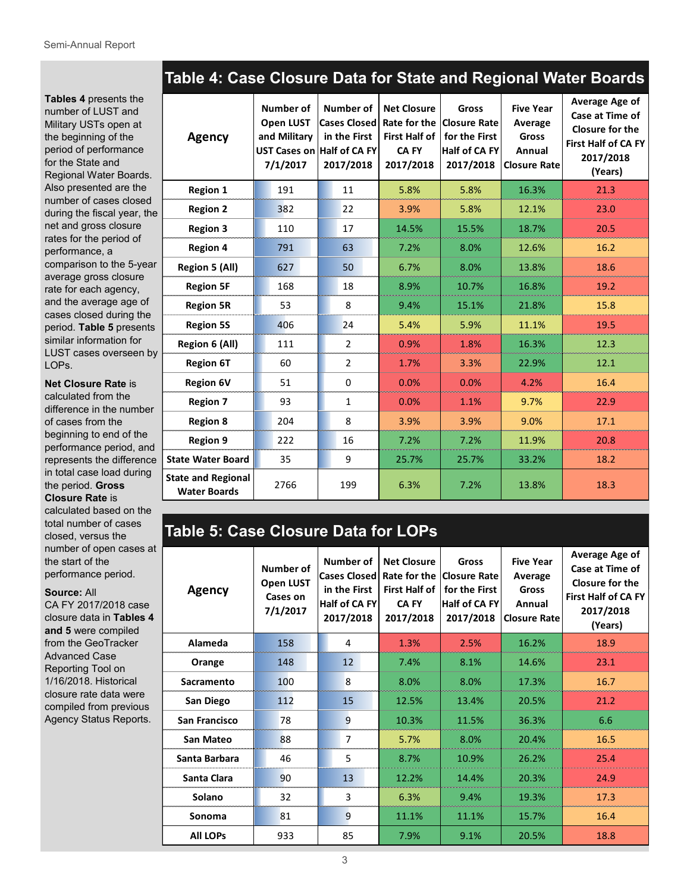**Tables 4** presents the number of LUST and Military USTs open at the beginning of the period of performance for the State and Regional Water Boards. Also presented are the number of cases closed during the fiscal year, the net and gross closure rates for the period of performance, a comparison to the 5-year average gross closure rate for each agency, and the average age of cases closed during the period. **Table 5** presents similar information for LUST cases overseen by LOPs.

**Net Closure Rate** is calculated from the difference in the number of cases from the beginning to end of the performance period, and represents the difference in total case load during the period. **Gross Closure Rate** is calculated based on the total number of cases closed, versus the number of open cases at the start of the performance period.

**Source:** All CA FY 2017/2018 case closure data in **Tables 4 and 5** were compiled from the GeoTracker Advanced Case Reporting Tool on 1/16/2018. Historical closure rate data were compiled from previous Agency Status Reports.

## Table 4: Case Closure Data for State and Regional Water Boards

| Agency | Number of Open LUST and Military UST Cases on 7/1/2017 | Number of Cases Closed in the First Half of CA FY 2017/2018 | Net Closure Rate for the First Half of CA FY 2017/2018 | Gross Closure Rate for the First Half of CA FY 2017/2018 | Five Year Average Gross Annual Closure Rate | Average Age of Case at Time of Closure for the First Half of CA FY 2017/2018 (Years) |
|---|---|---|---|---|---|---|
| Region 1 | 191 | 11 | 5.8% | 5.8% | 16.3% | 21.3 |
| Region 2 | 382 | 22 | 3.9% | 5.8% | 12.1% | 23.0 |
| Region 3 | 110 | 17 | 14.5% | 15.5% | 18.7% | 20.5 |
| Region 4 | 791 | 63 | 7.2% | 8.0% | 12.6% | 16.2 |
| Region 5 (All) | 627 | 50 | 6.7% | 8.0% | 13.8% | 18.6 |
| Region 5F | 168 | 18 | 8.9% | 10.7% | 16.8% | 19.2 |
| Region 5R | 53 | 8 | 9.4% | 15.1% | 21.8% | 15.8 |
| Region 5S | 406 | 24 | 5.4% | 5.9% | 11.1% | 19.5 |
| Region 6 (All) | 111 | 2 | 0.9% | 1.8% | 16.3% | 12.3 |
| Region 6T | 60 | 2 | 1.7% | 3.3% | 22.9% | 12.1 |
| Region 6V | 51 | 0 | 0.0% | 0.0% | 4.2% | 16.4 |
| Region 7 | 93 | 1 | 0.0% | 1.1% | 9.7% | 22.9 |
| Region 8 | 204 | 8 | 3.9% | 3.9% | 9.0% | 17.1 |
| Region 9 | 222 | 16 | 7.2% | 7.2% | 11.9% | 20.8 |
| State Water Board | 35 | 9 | 25.7% | 25.7% | 33.2% | 18.2 |
| State and Regional Water Boards | 2766 | 199 | 6.3% | 7.2% | 13.8% | 18.3 |

## Table 5: Case Closure Data for LOPs

| Agency | Number of Open LUST Cases on 7/1/2017 | Number of Cases Closed in the First Half of CA FY 2017/2018 | Net Closure Rate for the First Half of CA FY 2017/2018 | Gross Closure Rate for the First Half of CA FY 2017/2018 | Five Year Average Gross Annual Closure Rate | Average Age of Case at Time of Closure for the First Half of CA FY 2017/2018 (Years) |
|---|---|---|---|---|---|---|
| Alameda | 158 | 4 | 1.3% | 2.5% | 16.2% | 18.9 |
| Orange | 148 | 12 | 7.4% | 8.1% | 14.6% | 23.1 |
| Sacramento | 100 | 8 | 8.0% | 8.0% | 17.3% | 16.7 |
| San Diego | 112 | 15 | 12.5% | 13.4% | 20.5% | 21.2 |
| San Francisco | 78 | 9 | 10.3% | 11.5% | 36.3% | 6.6 |
| San Mateo | 88 | 7 | 5.7% | 8.0% | 20.4% | 16.5 |
| Santa Barbara | 46 | 5 | 8.7% | 10.9% | 26.2% | 25.4 |
| Santa Clara | 90 | 13 | 12.2% | 14.4% | 20.3% | 24.9 |
| Solano | 32 | 3 | 6.3% | 9.4% | 19.3% | 17.3 |
| Sonoma | 81 | 9 | 11.1% | 11.1% | 15.7% | 16.4 |
| All LOPs | 933 | 85 | 7.9% | 9.1% | 20.5% | 18.8 |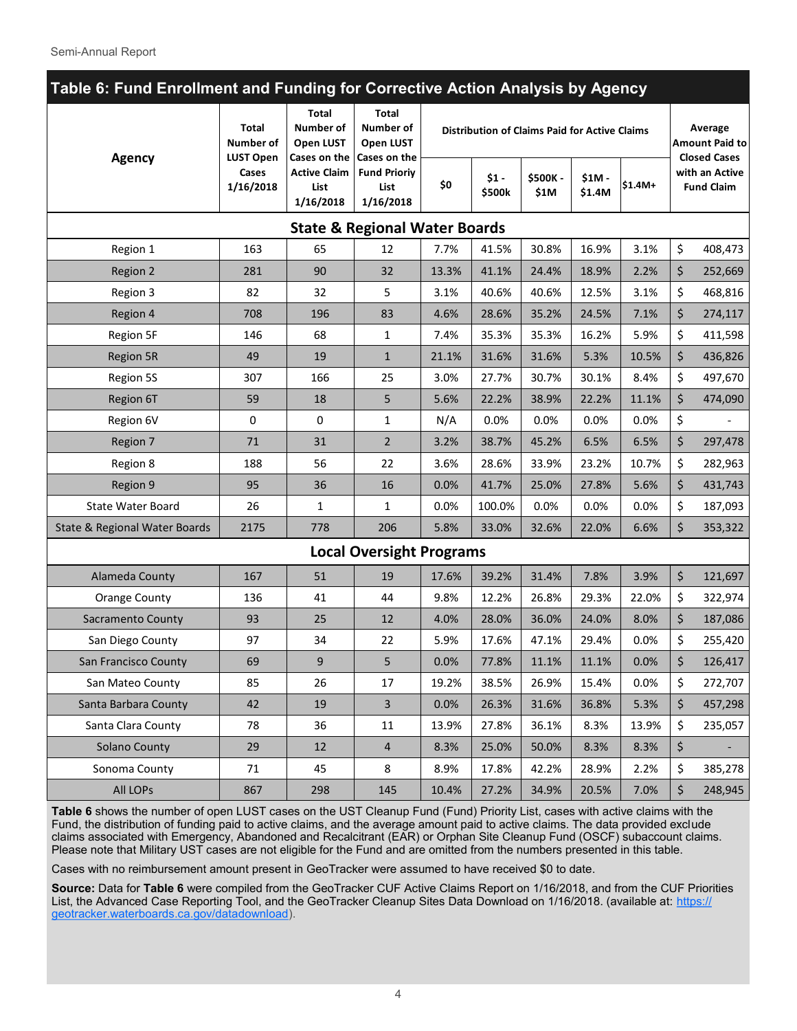## Table 6: Fund Enrollment and Funding for Corrective Action Analysis by Agency

| Agency | Total Number of LUST Open Cases 1/16/2018 | Total Number of Open LUST Cases on the Active Claim List 1/16/2018 | Total Number of Open LUST Cases on the Fund Prioriy List 1/16/2018 | Distribution of Claims Paid for Active Claims | | | | | Average Amount Paid to Closed Cases with an Active Fund Claim |
|---|---|---|---|---|---|---|---|---|---|
| | | | | $0 | $1 - $500k | $500K - $1M | $1M - $1.4M | $1.4M+ | |
| **State & Regional Water Boards** | | | | | | | | | |
| Region 1 | 163 | 65 | 12 | 7.7% | 41.5% | 30.8% | 16.9% | 3.1% | $ 408,473 |
| Region 2 | 281 | 90 | 32 | 13.3% | 41.1% | 24.4% | 18.9% | 2.2% | $ 252,669 |
| Region 3 | 82 | 32 | 5 | 3.1% | 40.6% | 40.6% | 12.5% | 3.1% | $ 468,816 |
| Region 4 | 708 | 196 | 83 | 4.6% | 28.6% | 35.2% | 24.5% | 7.1% | $ 274,117 |
| Region 5F | 146 | 68 | 1 | 7.4% | 35.3% | 35.3% | 16.2% | 5.9% | $ 411,598 |
| Region 5R | 49 | 19 | 1 | 21.1% | 31.6% | 31.6% | 5.3% | 10.5% | $ 436,826 |
| Region 5S | 307 | 166 | 25 | 3.0% | 27.7% | 30.7% | 30.1% | 8.4% | $ 497,670 |
| Region 6T | 59 | 18 | 5 | 5.6% | 22.2% | 38.9% | 22.2% | 11.1% | $ 474,090 |
| Region 6V | 0 | 0 | 1 | N/A | 0.0% | 0.0% | 0.0% | 0.0% | $ - |
| Region 7 | 71 | 31 | 2 | 3.2% | 38.7% | 45.2% | 6.5% | 6.5% | $ 297,478 |
| Region 8 | 188 | 56 | 22 | 3.6% | 28.6% | 33.9% | 23.2% | 10.7% | $ 282,963 |
| Region 9 | 95 | 36 | 16 | 0.0% | 41.7% | 25.0% | 27.8% | 5.6% | $ 431,743 |
| State Water Board | 26 | 1 | 1 | 0.0% | 100.0% | 0.0% | 0.0% | 0.0% | $ 187,093 |
| State & Regional Water Boards | 2175 | 778 | 206 | 5.8% | 33.0% | 32.6% | 22.0% | 6.6% | $ 353,322 |
| **Local Oversight Programs** | | | | | | | | | |
| Alameda County | 167 | 51 | 19 | 17.6% | 39.2% | 31.4% | 7.8% | 3.9% | $ 121,697 |
| Orange County | 136 | 41 | 44 | 9.8% | 12.2% | 26.8% | 29.3% | 22.0% | $ 322,974 |
| Sacramento County | 93 | 25 | 12 | 4.0% | 28.0% | 36.0% | 24.0% | 8.0% | $ 187,086 |
| San Diego County | 97 | 34 | 22 | 5.9% | 17.6% | 47.1% | 29.4% | 0.0% | $ 255,420 |
| San Francisco County | 69 | 9 | 5 | 0.0% | 77.8% | 11.1% | 11.1% | 0.0% | $ 126,417 |
| San Mateo County | 85 | 26 | 17 | 19.2% | 38.5% | 26.9% | 15.4% | 0.0% | $ 272,707 |
| Santa Barbara County | 42 | 19 | 3 | 0.0% | 26.3% | 31.6% | 36.8% | 5.3% | $ 457,298 |
| Santa Clara County | 78 | 36 | 11 | 13.9% | 27.8% | 36.1% | 8.3% | 13.9% | $ 235,057 |
| Solano County | 29 | 12 | 4 | 8.3% | 25.0% | 50.0% | 8.3% | 8.3% | $ - |
| Sonoma County | 71 | 45 | 8 | 8.9% | 17.8% | 42.2% | 28.9% | 2.2% | $ 385,278 |
| All LOPs | 867 | 298 | 145 | 10.4% | 27.2% | 34.9% | 20.5% | 7.0% | $ 248,945 |

**Table 6** shows the number of open LUST cases on the UST Cleanup Fund (Fund) Priority List, cases with active claims with the Fund, the distribution of funding paid to active claims, and the average amount paid to active claims. The data provided exclude claims associated with Emergency, Abandoned and Recalcitrant (EAR) or Orphan Site Cleanup Fund (OSCF) subaccount claims. Please note that Military UST cases are not eligible for the Fund and are omitted from the numbers presented in this table.

Cases with no reimbursement amount present in GeoTracker were assumed to have received $0 to date.

**Source:** Data for **Table 6** were compiled from the GeoTracker CUF Active Claims Report on 1/16/2018, and from the CUF Priorities List, the Advanced Case Reporting Tool, and the GeoTracker Cleanup Sites Data Download on 1/16/2018. (available at: [https://geotracker.waterboards.ca.gov/datadownload](https://geotracker.waterboards.ca.gov/datadownload)).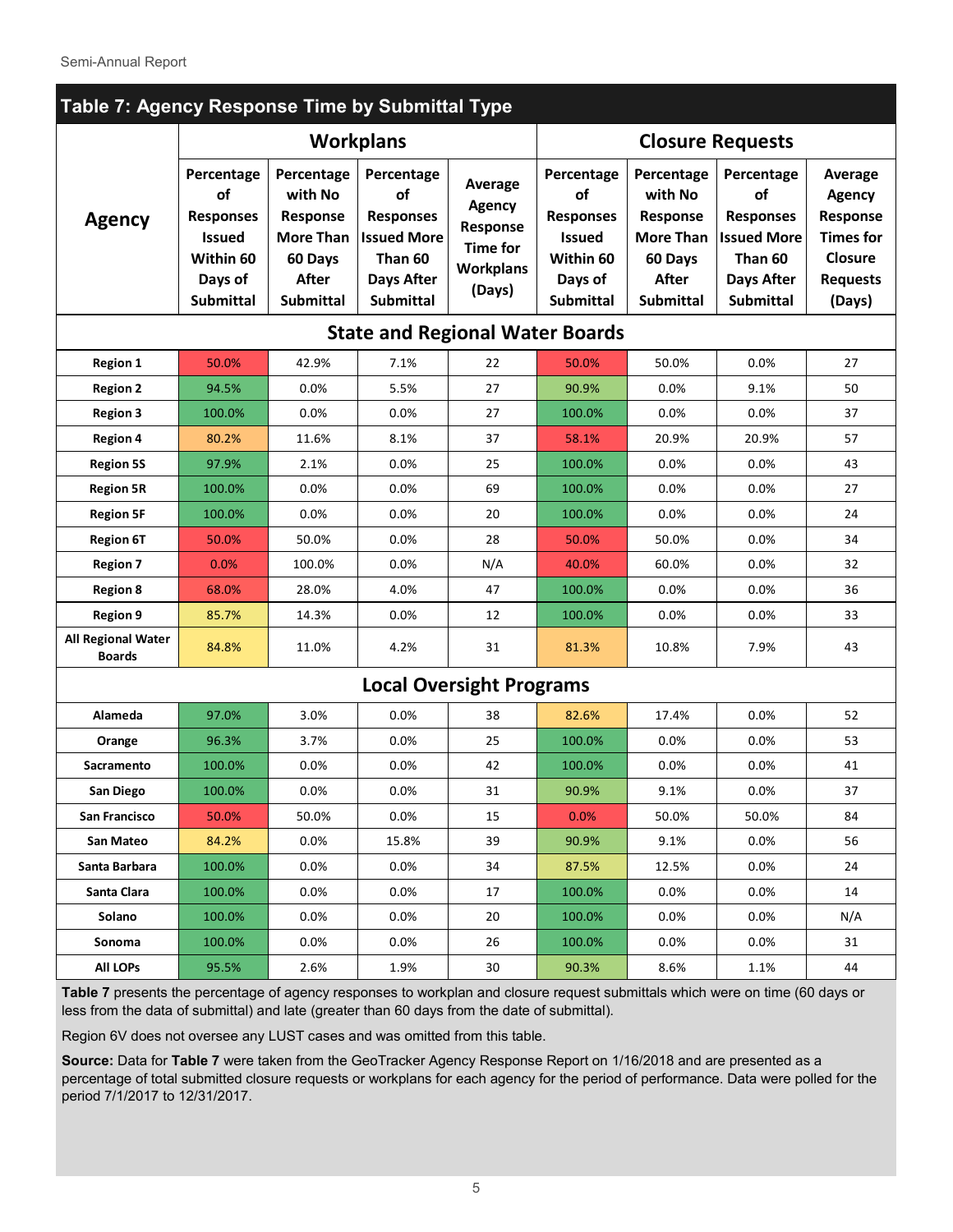## Table 7: Agency Response Time by Submittal Type

| Agency | Workplans | | | | Closure Requests | | | |
|---|---|---|---|---|---|---|---|---|
| | Percentage of Responses Issued Within 60 Days of Submittal | Percentage with No Response More Than 60 Days After Submittal | Percentage of Responses Issued More Than 60 Days After Submittal | Average Agency Response Time for Workplans (Days) | Percentage of Responses Issued Within 60 Days of Submittal | Percentage with No Response More Than 60 Days After Submittal | Percentage of Responses Issued More Than 60 Days After Submittal | Average Agency Response Times for Closure Requests (Days) |
| **State and Regional Water Boards** | | | | | | | | |
| **Region 1** | 50.0% | 42.9% | 7.1% | 22 | 50.0% | 50.0% | 0.0% | 27 |
| **Region 2** | 94.5% | 0.0% | 5.5% | 27 | 90.9% | 0.0% | 9.1% | 50 |
| **Region 3** | 100.0% | 0.0% | 0.0% | 27 | 100.0% | 0.0% | 0.0% | 37 |
| **Region 4** | 80.2% | 11.6% | 8.1% | 37 | 58.1% | 20.9% | 20.9% | 57 |
| **Region 5S** | 97.9% | 2.1% | 0.0% | 25 | 100.0% | 0.0% | 0.0% | 43 |
| **Region 5R** | 100.0% | 0.0% | 0.0% | 69 | 100.0% | 0.0% | 0.0% | 27 |
| **Region 5F** | 100.0% | 0.0% | 0.0% | 20 | 100.0% | 0.0% | 0.0% | 24 |
| **Region 6T** | 50.0% | 50.0% | 0.0% | 28 | 50.0% | 50.0% | 0.0% | 34 |
| **Region 7** | 0.0% | 100.0% | 0.0% | N/A | 40.0% | 60.0% | 0.0% | 32 |
| **Region 8** | 68.0% | 28.0% | 4.0% | 47 | 100.0% | 0.0% | 0.0% | 36 |
| **Region 9** | 85.7% | 14.3% | 0.0% | 12 | 100.0% | 0.0% | 0.0% | 33 |
| **All Regional Water Boards** | 84.8% | 11.0% | 4.2% | 31 | 81.3% | 10.8% | 7.9% | 43 |
| **Local Oversight Programs** | | | | | | | | |
| **Alameda** | 97.0% | 3.0% | 0.0% | 38 | 82.6% | 17.4% | 0.0% | 52 |
| **Orange** | 96.3% | 3.7% | 0.0% | 25 | 100.0% | 0.0% | 0.0% | 53 |
| **Sacramento** | 100.0% | 0.0% | 0.0% | 42 | 100.0% | 0.0% | 0.0% | 41 |
| **San Diego** | 100.0% | 0.0% | 0.0% | 31 | 90.9% | 9.1% | 0.0% | 37 |
| **San Francisco** | 50.0% | 50.0% | 0.0% | 15 | 0.0% | 50.0% | 50.0% | 84 |
| **San Mateo** | 84.2% | 0.0% | 15.8% | 39 | 90.9% | 9.1% | 0.0% | 56 |
| **Santa Barbara** | 100.0% | 0.0% | 0.0% | 34 | 87.5% | 12.5% | 0.0% | 24 |
| **Santa Clara** | 100.0% | 0.0% | 0.0% | 17 | 100.0% | 0.0% | 0.0% | 14 |
| **Solano** | 100.0% | 0.0% | 0.0% | 20 | 100.0% | 0.0% | 0.0% | N/A |
| **Sonoma** | 100.0% | 0.0% | 0.0% | 26 | 100.0% | 0.0% | 0.0% | 31 |
| **All LOPs** | 95.5% | 2.6% | 1.9% | 30 | 90.3% | 8.6% | 1.1% | 44 |

**Table 7** presents the percentage of agency responses to workplan and closure request submittals which were on time (60 days or less from the data of submittal) and late (greater than 60 days from the date of submittal).

Region 6V does not oversee any LUST cases and was omitted from this table.

**Source:** Data for **Table 7** were taken from the GeoTracker Agency Response Report on 1/16/2018 and are presented as a percentage of total submitted closure requests or workplans for each agency for the period of performance. Data were polled for the period 7/1/2017 to 12/31/2017.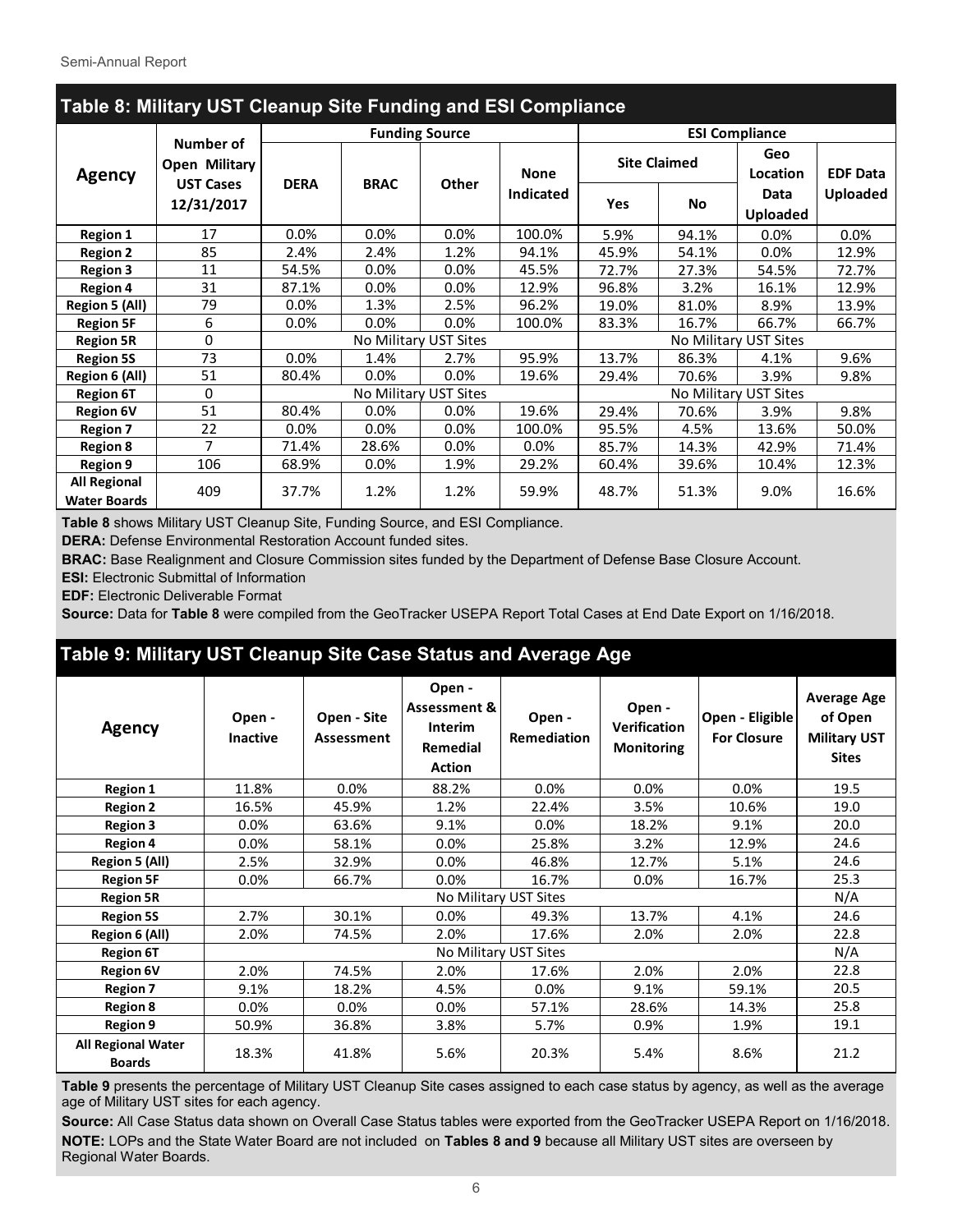## Table 8: Military UST Cleanup Site Funding and ESI Compliance

| Agency | Number of Open Military UST Cases 12/31/2017 | Funding Source | | | | ESI Compliance | | | |
|---|---|---|---|---|---|---|---|---|---|
| | | DERA | BRAC | Other | None Indicated | Site Claimed | | Geo Location Data Uploaded | EDF Data Uploaded |
| | | | | | | Yes | No | | |
| **Region 1** | 17 | 0.0% | 0.0% | 0.0% | 100.0% | 5.9% | 94.1% | 0.0% | 0.0% |
| **Region 2** | 85 | 2.4% | 2.4% | 1.2% | 94.1% | 45.9% | 54.1% | 0.0% | 12.9% |
| **Region 3** | 11 | 54.5% | 0.0% | 0.0% | 45.5% | 72.7% | 27.3% | 54.5% | 72.7% |
| **Region 4** | 31 | 87.1% | 0.0% | 0.0% | 12.9% | 96.8% | 3.2% | 16.1% | 12.9% |
| **Region 5 (All)** | 79 | 0.0% | 1.3% | 2.5% | 96.2% | 19.0% | 81.0% | 8.9% | 13.9% |
| **Region 5F** | 6 | 0.0% | 0.0% | 0.0% | 100.0% | 83.3% | 16.7% | 66.7% | 66.7% |
| **Region 5R** | 0 | No Military UST Sites | | | | No Military UST Sites | | | |
| **Region 5S** | 73 | 0.0% | 1.4% | 2.7% | 95.9% | 13.7% | 86.3% | 4.1% | 9.6% |
| **Region 6 (All)** | 51 | 80.4% | 0.0% | 0.0% | 19.6% | 29.4% | 70.6% | 3.9% | 9.8% |
| **Region 6T** | 0 | No Military UST Sites | | | | No Military UST Sites | | | |
| **Region 6V** | 51 | 80.4% | 0.0% | 0.0% | 19.6% | 29.4% | 70.6% | 3.9% | 9.8% |
| **Region 7** | 22 | 0.0% | 0.0% | 0.0% | 100.0% | 95.5% | 4.5% | 13.6% | 50.0% |
| **Region 8** | 7 | 71.4% | 28.6% | 0.0% | 0.0% | 85.7% | 14.3% | 42.9% | 71.4% |
| **Region 9** | 106 | 68.9% | 0.0% | 1.9% | 29.2% | 60.4% | 39.6% | 10.4% | 12.3% |
| **All Regional Water Boards** | 409 | 37.7% | 1.2% | 1.2% | 59.9% | 48.7% | 51.3% | 9.0% | 16.6% |

**Table 8** shows Military UST Cleanup Site, Funding Source, and ESI Compliance.

**DERA:** Defense Environmental Restoration Account funded sites.

**BRAC:** Base Realignment and Closure Commission sites funded by the Department of Defense Base Closure Account.

**ESI:** Electronic Submittal of Information

**EDF:** Electronic Deliverable Format

**Source:** Data for **Table 8** were compiled from the GeoTracker USEPA Report Total Cases at End Date Export on 1/16/2018.

## Table 9: Military UST Cleanup Site Case Status and Average Age

| Agency | Open - Inactive | Open - Site Assessment | Open - Assessment & Interim Remedial Action | Open - Remediation | Open - Verification Monitoring | Open - Eligible For Closure | Average Age of Open Military UST Sites |
|---|---|---|---|---|---|---|---|
| **Region 1** | 11.8% | 0.0% | 88.2% | 0.0% | 0.0% | 0.0% | 19.5 |
| **Region 2** | 16.5% | 45.9% | 1.2% | 22.4% | 3.5% | 10.6% | 19.0 |
| **Region 3** | 0.0% | 63.6% | 9.1% | 0.0% | 18.2% | 9.1% | 20.0 |
| **Region 4** | 0.0% | 58.1% | 0.0% | 25.8% | 3.2% | 12.9% | 24.6 |
| **Region 5 (All)** | 2.5% | 32.9% | 0.0% | 46.8% | 12.7% | 5.1% | 24.6 |
| **Region 5F** | 0.0% | 66.7% | 0.0% | 16.7% | 0.0% | 16.7% | 25.3 |
| **Region 5R** | No Military UST Sites | | | | | | N/A |
| **Region 5S** | 2.7% | 30.1% | 0.0% | 49.3% | 13.7% | 4.1% | 24.6 |
| **Region 6 (All)** | 2.0% | 74.5% | 2.0% | 17.6% | 2.0% | 2.0% | 22.8 |
| **Region 6T** | No Military UST Sites | | | | | | N/A |
| **Region 6V** | 2.0% | 74.5% | 2.0% | 17.6% | 2.0% | 2.0% | 22.8 |
| **Region 7** | 9.1% | 18.2% | 4.5% | 0.0% | 9.1% | 59.1% | 20.5 |
| **Region 8** | 0.0% | 0.0% | 0.0% | 57.1% | 28.6% | 14.3% | 25.8 |
| **Region 9** | 50.9% | 36.8% | 3.8% | 5.7% | 0.9% | 1.9% | 19.1 |
| **All Regional Water Boards** | 18.3% | 41.8% | 5.6% | 20.3% | 5.4% | 8.6% | 21.2 |

**Table 9** presents the percentage of Military UST Cleanup Site cases assigned to each case status by agency, as well as the average age of Military UST sites for each agency.

**Source:** All Case Status data shown on Overall Case Status tables were exported from the GeoTracker USEPA Report on 1/16/2018.

**NOTE:** LOPs and the State Water Board are not included on **Tables 8 and 9** because all Military UST sites are overseen by Regional Water Boards.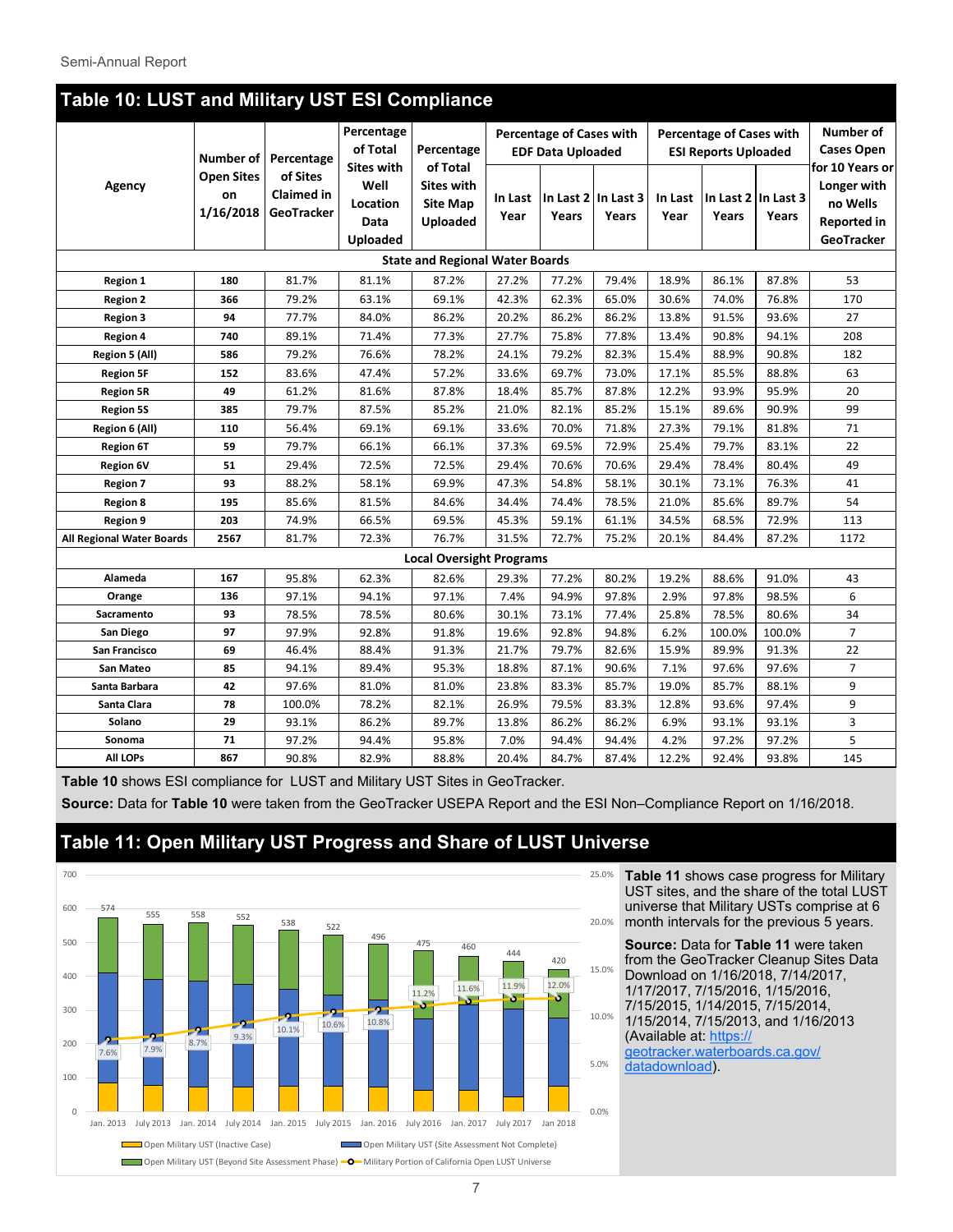## Table 10: LUST and Military UST ESI Compliance

| Agency | Number of Open Sites on 1/16/2018 | Percentage of Sites Claimed in GeoTracker | Percentage of Total Sites with Well Location Data Uploaded | Percentage of Total Sites with Site Map Uploaded | Percentage of Cases with EDF Data Uploaded | | | Percentage of Cases with ESI Reports Uploaded | | | Number of Cases Open for 10 Years or Longer with no Wells Reported in GeoTracker |
|---|---|---|---|---|---|---|---|---|---|---|---|
| | | | | | In Last Year | In Last 2 Years | In Last 3 Years | In Last Year | In Last 2 Years | In Last 3 Years | |
| **State and Regional Water Boards** | | | | | | | | | | | |
| Region 1 | 180 | 81.7% | 81.1% | 87.2% | 27.2% | 77.2% | 79.4% | 18.9% | 86.1% | 87.8% | 53 |
| Region 2 | 366 | 79.2% | 63.1% | 69.1% | 42.3% | 62.3% | 65.0% | 30.6% | 74.0% | 76.8% | 170 |
| Region 3 | 94 | 77.7% | 84.0% | 86.2% | 20.2% | 86.2% | 86.2% | 13.8% | 91.5% | 93.6% | 27 |
| Region 4 | 740 | 89.1% | 71.4% | 77.3% | 27.7% | 75.8% | 77.8% | 13.4% | 90.8% | 94.1% | 208 |
| Region 5 (All) | 586 | 79.2% | 76.6% | 78.2% | 24.1% | 79.2% | 82.3% | 15.4% | 88.9% | 90.8% | 182 |
| Region 5F | 152 | 83.6% | 47.4% | 57.2% | 33.6% | 69.7% | 73.0% | 17.1% | 85.5% | 88.8% | 63 |
| Region 5R | 49 | 61.2% | 81.6% | 87.8% | 18.4% | 85.7% | 87.8% | 12.2% | 93.9% | 95.9% | 20 |
| Region 5S | 385 | 79.7% | 87.5% | 85.2% | 21.0% | 82.1% | 85.2% | 15.1% | 89.6% | 90.9% | 99 |
| Region 6 (All) | 110 | 56.4% | 69.1% | 69.1% | 33.6% | 70.0% | 71.8% | 27.3% | 79.1% | 81.8% | 71 |
| Region 6T | 59 | 79.7% | 66.1% | 66.1% | 37.3% | 69.5% | 72.9% | 25.4% | 79.7% | 83.1% | 22 |
| Region 6V | 51 | 29.4% | 72.5% | 72.5% | 29.4% | 70.6% | 70.6% | 29.4% | 78.4% | 80.4% | 49 |
| Region 7 | 93 | 88.2% | 58.1% | 69.9% | 47.3% | 54.8% | 58.1% | 30.1% | 73.1% | 76.3% | 41 |
| Region 8 | 195 | 85.6% | 81.5% | 84.6% | 34.4% | 74.4% | 78.5% | 21.0% | 85.6% | 89.7% | 54 |
| Region 9 | 203 | 74.9% | 66.5% | 69.5% | 45.3% | 59.1% | 61.1% | 34.5% | 68.5% | 72.9% | 113 |
| All Regional Water Boards | 2567 | 81.7% | 72.3% | 76.7% | 31.5% | 72.7% | 75.2% | 20.1% | 84.4% | 87.2% | 1172 |
| **Local Oversight Programs** | | | | | | | | | | | |
| Alameda | 167 | 95.8% | 62.3% | 82.6% | 29.3% | 77.2% | 80.2% | 19.2% | 88.6% | 91.0% | 43 |
| Orange | 136 | 97.1% | 94.1% | 97.1% | 7.4% | 94.9% | 97.8% | 2.9% | 97.8% | 98.5% | 6 |
| Sacramento | 93 | 78.5% | 78.5% | 80.6% | 30.1% | 73.1% | 77.4% | 25.8% | 78.5% | 80.6% | 34 |
| San Diego | 97 | 97.9% | 92.8% | 91.8% | 19.6% | 92.8% | 94.8% | 6.2% | 100.0% | 100.0% | 7 |
| San Francisco | 69 | 46.4% | 88.4% | 91.3% | 21.7% | 79.7% | 82.6% | 15.9% | 89.9% | 91.3% | 22 |
| San Mateo | 85 | 94.1% | 89.4% | 95.3% | 18.8% | 87.1% | 90.6% | 7.1% | 97.6% | 97.6% | 7 |
| Santa Barbara | 42 | 97.6% | 81.0% | 81.0% | 23.8% | 83.3% | 85.7% | 19.0% | 85.7% | 88.1% | 9 |
| Santa Clara | 78 | 100.0% | 78.2% | 82.1% | 26.9% | 79.5% | 83.3% | 12.8% | 93.6% | 97.4% | 9 |
| Solano | 29 | 93.1% | 86.2% | 89.7% | 13.8% | 86.2% | 86.2% | 6.9% | 93.1% | 93.1% | 3 |
| Sonoma | 71 | 97.2% | 94.4% | 95.8% | 7.0% | 94.4% | 94.4% | 4.2% | 97.2% | 97.2% | 5 |
| All LOPs | 867 | 90.8% | 82.9% | 88.8% | 20.4% | 84.7% | 87.4% | 12.2% | 92.4% | 93.8% | 145 |

**Table 10** shows ESI compliance for LUST and Military UST Sites in GeoTracker.

**Source:** Data for **Table 10** were taken from the GeoTracker USEPA Report and the ESI Non–Compliance Report on 1/16/2018.

## Table 11: Open Military UST Progress and Share of LUST Universe

| Date | Total Open Military UST | Military Portion of California Open LUST Universe |
|---|---|---|
| Jan. 2013 | 574 | 7.6% |
| July 2013 | 555 | 7.9% |
| Jan. 2014 | 558 | 8.7% |
| July 2014 | 552 | 9.3% |
| Jan. 2015 | 538 | 10.1% |
| July 2015 | 522 | 10.6% |
| Jan. 2016 | 496 | 10.8% |
| July 2016 | 475 | 11.2% |
| Jan. 2017 | 460 | 11.6% |
| July 2017 | 444 | 11.9% |
| Jan 2018 | 420 | 12.0% |

Legend: Open Military UST (Inactive Case); Open Military UST (Site Assessment Not Complete); Open Military UST (Beyond Site Assessment Phase); Military Portion of California Open LUST Universe

**Table 11** shows case progress for Military UST sites, and the share of the total LUST universe that Military USTs comprise at 6 month intervals for the previous 5 years.

**Source:** Data for **Table 11** were taken from the GeoTracker Cleanup Sites Data Download on 1/16/2018, 7/14/2017, 1/17/2017, 7/15/2016, 1/15/2016, 7/15/2015, 1/14/2015, 7/15/2014, 1/15/2014, 7/15/2013, and 1/16/2013 (Available at: https://geotracker.waterboards.ca.gov/datadownload).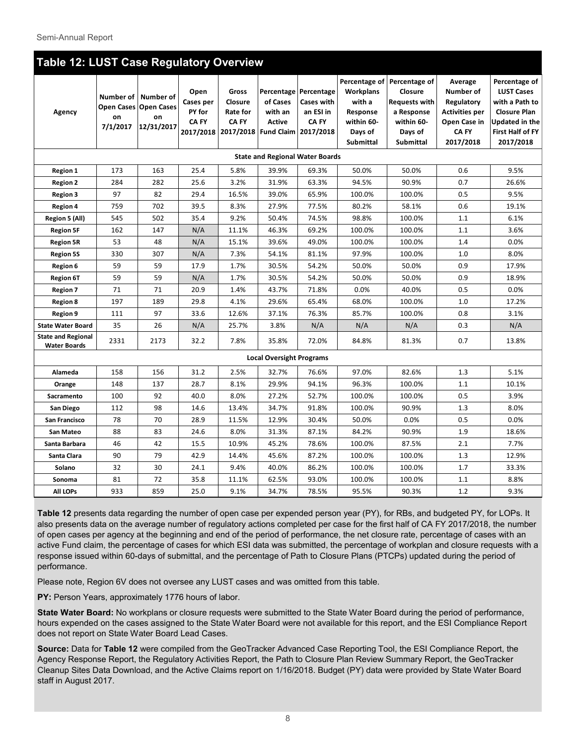## Table 12: LUST Case Regulatory Overview

| Agency | Number of Open Cases on 7/1/2017 | Number of Open Cases on 12/31/2017 | Open Cases per PY for CA FY 2017/2018 | Gross Closure Rate for CA FY 2017/2018 | Percentage of Cases with an Active Fund Claim | Percentage Cases with an ESI in CA FY 2017/2018 | Percentage of Workplans with a Response within 60-Days of Submittal | Percentage of Closure Requests with a Response within 60-Days of Submittal | Average Number of Regulatory Activities per Open Case in CA FY 2017/2018 | Percentage of LUST Cases with a Path to Closure Plan Updated in the First Half of FY 2017/2018 |
|---|---|---|---|---|---|---|---|---|---|---|
| **State and Regional Water Boards** | | | | | | | | | | |
| **Region 1** | 173 | 163 | 25.4 | 5.8% | 39.9% | 69.3% | 50.0% | 50.0% | 0.6 | 9.5% |
| **Region 2** | 284 | 282 | 25.6 | 3.2% | 31.9% | 63.3% | 94.5% | 90.9% | 0.7 | 26.6% |
| **Region 3** | 97 | 82 | 29.4 | 16.5% | 39.0% | 65.9% | 100.0% | 100.0% | 0.5 | 9.5% |
| **Region 4** | 759 | 702 | 39.5 | 8.3% | 27.9% | 77.5% | 80.2% | 58.1% | 0.6 | 19.1% |
| **Region 5 (All)** | 545 | 502 | 35.4 | 9.2% | 50.4% | 74.5% | 98.8% | 100.0% | 1.1 | 6.1% |
| **Region 5F** | 162 | 147 | N/A | 11.1% | 46.3% | 69.2% | 100.0% | 100.0% | 1.1 | 3.6% |
| **Region 5R** | 53 | 48 | N/A | 15.1% | 39.6% | 49.0% | 100.0% | 100.0% | 1.4 | 0.0% |
| **Region 5S** | 330 | 307 | N/A | 7.3% | 54.1% | 81.1% | 97.9% | 100.0% | 1.0 | 8.0% |
| **Region 6** | 59 | 59 | 17.9 | 1.7% | 30.5% | 54.2% | 50.0% | 50.0% | 0.9 | 17.9% |
| **Region 6T** | 59 | 59 | N/A | 1.7% | 30.5% | 54.2% | 50.0% | 50.0% | 0.9 | 18.9% |
| **Region 7** | 71 | 71 | 20.9 | 1.4% | 43.7% | 71.8% | 0.0% | 40.0% | 0.5 | 0.0% |
| **Region 8** | 197 | 189 | 29.8 | 4.1% | 29.6% | 65.4% | 68.0% | 100.0% | 1.0 | 17.2% |
| **Region 9** | 111 | 97 | 33.6 | 12.6% | 37.1% | 76.3% | 85.7% | 100.0% | 0.8 | 3.1% |
| **State Water Board** | 35 | 26 | N/A | 25.7% | 3.8% | N/A | N/A | N/A | 0.3 | N/A |
| **State and Regional Water Boards** | 2331 | 2173 | 32.2 | 7.8% | 35.8% | 72.0% | 84.8% | 81.3% | 0.7 | 13.8% |
| **Local Oversight Programs** | | | | | | | | | | |
| **Alameda** | 158 | 156 | 31.2 | 2.5% | 32.7% | 76.6% | 97.0% | 82.6% | 1.3 | 5.1% |
| **Orange** | 148 | 137 | 28.7 | 8.1% | 29.9% | 94.1% | 96.3% | 100.0% | 1.1 | 10.1% |
| **Sacramento** | 100 | 92 | 40.0 | 8.0% | 27.2% | 52.7% | 100.0% | 100.0% | 0.5 | 3.9% |
| **San Diego** | 112 | 98 | 14.6 | 13.4% | 34.7% | 91.8% | 100.0% | 90.9% | 1.3 | 8.0% |
| **San Francisco** | 78 | 70 | 28.9 | 11.5% | 12.9% | 30.4% | 50.0% | 0.0% | 0.5 | 0.0% |
| **San Mateo** | 88 | 83 | 24.6 | 8.0% | 31.3% | 87.1% | 84.2% | 90.9% | 1.9 | 18.6% |
| **Santa Barbara** | 46 | 42 | 15.5 | 10.9% | 45.2% | 78.6% | 100.0% | 87.5% | 2.1 | 7.7% |
| **Santa Clara** | 90 | 79 | 42.9 | 14.4% | 45.6% | 87.2% | 100.0% | 100.0% | 1.3 | 12.9% |
| **Solano** | 32 | 30 | 24.1 | 9.4% | 40.0% | 86.2% | 100.0% | 100.0% | 1.7 | 33.3% |
| **Sonoma** | 81 | 72 | 35.8 | 11.1% | 62.5% | 93.0% | 100.0% | 100.0% | 1.1 | 8.8% |
| **All LOPs** | 933 | 859 | 25.0 | 9.1% | 34.7% | 78.5% | 95.5% | 90.3% | 1.2 | 9.3% |

**Table 12** presents data regarding the number of open case per expended person year (PY), for RBs, and budgeted PY, for LOPs. It also presents data on the average number of regulatory actions completed per case for the first half of CA FY 2017/2018, the number of open cases per agency at the beginning and end of the period of performance, the net closure rate, percentage of cases with an active Fund claim, the percentage of cases for which ESI data was submitted, the percentage of workplan and closure requests with a response issued within 60-days of submittal, and the percentage of Path to Closure Plans (PTCPs) updated during the period of performance.

Please note, Region 6V does not oversee any LUST cases and was omitted from this table.

**PY:** Person Years, approximately 1776 hours of labor.

**State Water Board:** No workplans or closure requests were submitted to the State Water Board during the period of performance, hours expended on the cases assigned to the State Water Board were not available for this report, and the ESI Compliance Report does not report on State Water Board Lead Cases.

**Source:** Data for **Table 12** were compiled from the GeoTracker Advanced Case Reporting Tool, the ESI Compliance Report, the Agency Response Report, the Regulatory Activities Report, the Path to Closure Plan Review Summary Report, the GeoTracker Cleanup Sites Data Download, and the Active Claims report on 1/16/2018. Budget (PY) data were provided by State Water Board staff in August 2017.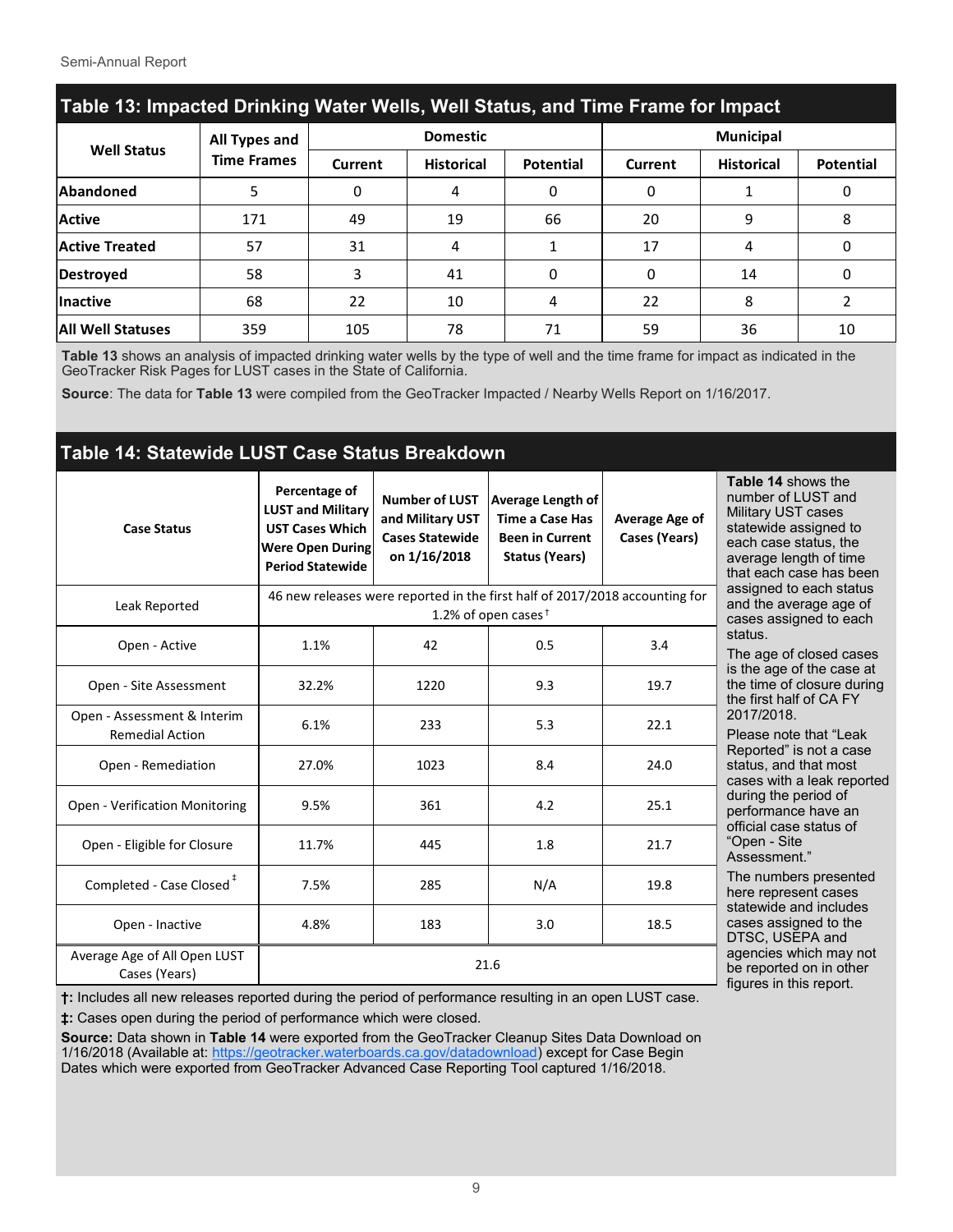## Table 13: Impacted Drinking Water Wells, Well Status, and Time Frame for Impact

| Well Status | All Types and Time Frames | Domestic | | | Municipal | | |
|---|---|---|---|---|---|---|---|
| | | Current | Historical | Potential | Current | Historical | Potential |
| **Abandoned** | 5 | 0 | 4 | 0 | 0 | 1 | 0 |
| **Active** | 171 | 49 | 19 | 66 | 20 | 9 | 8 |
| **Active Treated** | 57 | 31 | 4 | 1 | 17 | 4 | 0 |
| **Destroyed** | 58 | 3 | 41 | 0 | 0 | 14 | 0 |
| **Inactive** | 68 | 22 | 10 | 4 | 22 | 8 | 2 |
| **All Well Statuses** | 359 | 105 | 78 | 71 | 59 | 36 | 10 |

**Table 13** shows an analysis of impacted drinking water wells by the type of well and the time frame for impact as indicated in the GeoTracker Risk Pages for LUST cases in the State of California.

**Source**: The data for **Table 13** were compiled from the GeoTracker Impacted / Nearby Wells Report on 1/16/2017.

## Table 14: Statewide LUST Case Status Breakdown

| Case Status | Percentage of LUST and Military UST Cases Which Were Open During Period Statewide | Number of LUST and Military UST Cases Statewide on 1/16/2018 | Average Length of Time a Case Has Been in Current Status (Years) | Average Age of Cases (Years) |
|---|---|---|---|---|
| Leak Reported | 46 new releases were reported in the first half of 2017/2018 accounting for 1.2% of open cases† | | | |
| Open - Active | 1.1% | 42 | 0.5 | 3.4 |
| Open - Site Assessment | 32.2% | 1220 | 9.3 | 19.7 |
| Open - Assessment & Interim Remedial Action | 6.1% | 233 | 5.3 | 22.1 |
| Open - Remediation | 27.0% | 1023 | 8.4 | 24.0 |
| Open - Verification Monitoring | 9.5% | 361 | 4.2 | 25.1 |
| Open - Eligible for Closure | 11.7% | 445 | 1.8 | 21.7 |
| Completed - Case Closed ‡ | 7.5% | 285 | N/A | 19.8 |
| Open - Inactive | 4.8% | 183 | 3.0 | 18.5 |
| Average Age of All Open LUST Cases (Years) | 21.6 | | | |

**Table 14** shows the number of LUST and Military UST cases statewide assigned to each case status, the average length of time that each case has been assigned to each status and the average age of cases assigned to each status.

The age of closed cases is the age of the case at the time of closure during the first half of CA FY 2017/2018.

Please note that "Leak Reported" is not a case status, and that most cases with a leak reported during the period of performance have an official case status of "Open - Site Assessment."

The numbers presented here represent cases statewide and includes cases assigned to the DTSC, USEPA and agencies which may not be reported on in other figures in this report.

**†:** Includes all new releases reported during the period of performance resulting in an open LUST case.

**‡:** Cases open during the period of performance which were closed.

**Source:** Data shown in **Table 14** were exported from the GeoTracker Cleanup Sites Data Download on 1/16/2018 (Available at: https://geotracker.waterboards.ca.gov/datadownload) except for Case Begin Dates which were exported from GeoTracker Advanced Case Reporting Tool captured 1/16/2018.